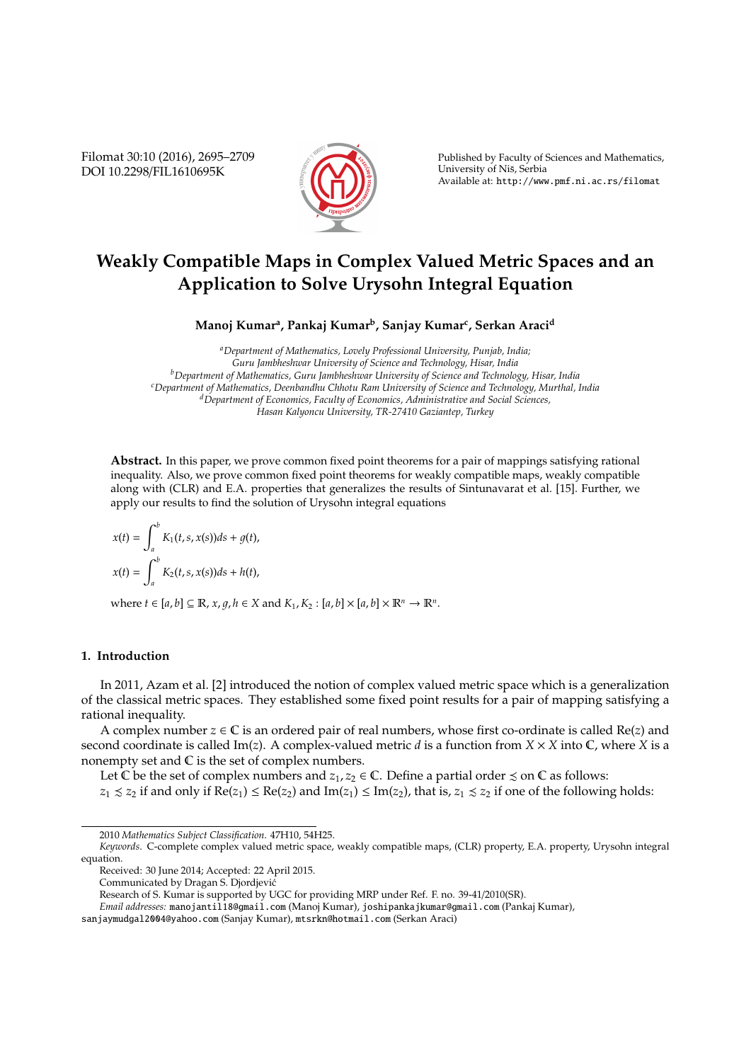# Weakly Compatible Maps in Complex Valued Metric Spaces and an Application to Solve Urysohn Integral Equation

**Manoj Kumar[a], Pankaj Kumar[b], Sanjay Kumar[c], Serkan Araci[d]**

[a]*Department of Mathematics, Lovely Professional University, Punjab, India; Guru Jambheshwar University of Science and Technology, Hisar, India*
[b]*Department of Mathematics, Guru Jambheshwar University of Science and Technology, Hisar, India*
[c]*Department of Mathematics, Deenbandhu Chhotu Ram University of Science and Technology, Murthal, India*
[d]*Department of Economics, Faculty of Economics, Administrative and Social Sciences, Hasan Kalyoncu University, TR-27410 Gaziantep, Turkey*

**Abstract.** In this paper, we prove common fixed point theorems for a pair of mappings satisfying rational inequality. Also, we prove common fixed point theorems for weakly compatible maps, weakly compatible along with (CLR) and E.A. properties that generalizes the results of Sintunavarat et al. [15]. Further, we apply our results to find the solution of Urysohn integral equations

$$x(t) = \int_a^b K_1(t, s, x(s))ds + g(t),$$

$$x(t) = \int_a^b K_2(t, s, x(s))ds + h(t),$$

where $t \in [a, b] \subseteq \mathbb{R}$, $x, g, h \in X$ and $K_1, K_2 : [a, b] \times [a, b] \times \mathbb{R}^n \to \mathbb{R}^n$.

## 1. Introduction

In 2011, Azam et al. [2] introduced the notion of complex valued metric space which is a generalization of the classical metric spaces. They established some fixed point results for a pair of mapping satisfying a rational inequality.

A complex number $z \in \mathbb{C}$ is an ordered pair of real numbers, whose first co-ordinate is called $\mathrm{Re}(z)$ and second coordinate is called $\mathrm{Im}(z)$. A complex-valued metric $d$ is a function from $X \times X$ into $\mathbb{C}$, where $X$ is a nonempty set and $\mathbb{C}$ is the set of complex numbers.

Let $\mathbb{C}$ be the set of complex numbers and $z_1, z_2 \in \mathbb{C}$. Define a partial order $\precsim$ on $\mathbb{C}$ as follows:
$z_1 \precsim z_2$ if and only if $\mathrm{Re}(z_1) \leq \mathrm{Re}(z_2)$ and $\mathrm{Im}(z_1) \leq \mathrm{Im}(z_2)$, that is, $z_1 \precsim z_2$ if one of the following holds:

---

2010 *Mathematics Subject Classification*. 47H10, 54H25.

*Keywords*. C-complete complex valued metric space, weakly compatible maps, (CLR) property, E.A. property, Urysohn integral equation.

Received: 30 June 2014; Accepted: 22 April 2015.

Communicated by Dragan S. Djordjević

Research of S. Kumar is supported by UGC for providing MRP under Ref. F. no. 39-41/2010(SR).

*Email addresses:* manojantil18@gmail.com (Manoj Kumar), joshipankajkumar@gmail.com (Pankaj Kumar), sanjaymudgal2004@yahoo.com (Sanjay Kumar), mtsrkn@hotmail.com (Serkan Araci)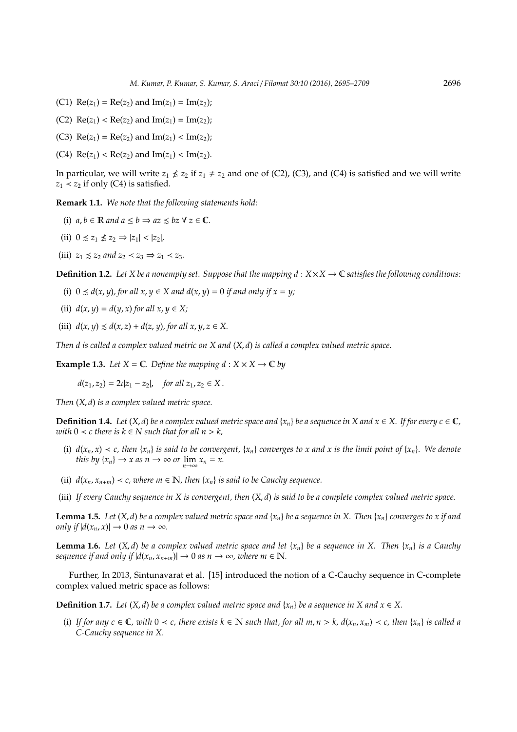(C1) $\text{Re}(z_1) = \text{Re}(z_2)$ and $\text{Im}(z_1) = \text{Im}(z_2)$;

(C2) $\text{Re}(z_1) < \text{Re}(z_2)$ and $\text{Im}(z_1) = \text{Im}(z_2)$;

(C3) $\text{Re}(z_1) = \text{Re}(z_2)$ and $\text{Im}(z_1) < \text{Im}(z_2)$;

(C4) $\text{Re}(z_1) < \text{Re}(z_2)$ and $\text{Im}(z_1) < \text{Im}(z_2)$.

In particular, we will write $z_1 \precnsim z_2$ if $z_1 \neq z_2$ and one of (C2), (C3), and (C4) is satisfied and we will write $z_1 \prec z_2$ if only (C4) is satisfied.

**Remark 1.1.** *We note that the following statements hold:*

(i) $a, b \in \mathbb{R}$ *and* $a \leq b \Rightarrow az \precsim bz \ \forall \ z \in \mathbb{C}$.

(ii) $0 \precsim z_1 \precnsim z_2 \Rightarrow |z_1| < |z_2|$,

(iii) $z_1 \precsim z_2$ *and* $z_2 \prec z_3 \Rightarrow z_1 \prec z_3$.

**Definition 1.2.** *Let $X$ be a nonempty set. Suppose that the mapping $d : X \times X \to \mathbb{C}$ satisfies the following conditions:*

(i) $0 \precsim d(x, y)$*, for all* $x, y \in X$ *and* $d(x, y) = 0$ *if and only if* $x = y$;

(ii) $d(x, y) = d(y, x)$ *for all* $x, y \in X$;

(iii) $d(x, y) \precsim d(x, z) + d(z, y)$*, for all* $x, y, z \in X$.

*Then $d$ is called a complex valued metric on $X$ and $(X, d)$ is called a complex valued metric space.*

**Example 1.3.** *Let $X = \mathbb{C}$. Define the mapping $d : X \times X \to \mathbb{C}$ by*

$$d(z_1, z_2) = 2\imath|z_1 - z_2|, \quad \text{for all } z_1, z_2 \in X.$$

*Then $(X, d)$ is a complex valued metric space.*

**Definition 1.4.** *Let $(X, d)$ be a complex valued metric space and $\{x_n\}$ be a sequence in $X$ and $x \in X$. If for every $c \in \mathbb{C}$, with $0 \prec c$ there is $k \in N$ such that for all $n > k$,*

(i) $d(x_n, x) \prec c$*, then $\{x_n\}$ is said to be convergent, $\{x_n\}$ converges to $x$ and $x$ is the limit point of $\{x_n\}$. We denote this by $\{x_n\} \to x$ as $n \to \infty$ or $\lim\limits_{n\to\infty} x_n = x$.*

(ii) $d(x_n, x_{n+m}) \prec c$*, where $m \in \mathbb{N}$, then $\{x_n\}$ is said to be Cauchy sequence.*

(iii) *If every Cauchy sequence in $X$ is convergent, then $(X, d)$ is said to be a complete complex valued metric space.*

**Lemma 1.5.** *Let $(X, d)$ be a complex valued metric space and $\{x_n\}$ be a sequence in $X$. Then $\{x_n\}$ converges to $x$ if and only if $|d(x_n, x)| \to 0$ as $n \to \infty$.*

**Lemma 1.6.** *Let $(X, d)$ be a complex valued metric space and let $\{x_n\}$ be a sequence in $X$. Then $\{x_n\}$ is a Cauchy sequence if and only if $|d(x_n, x_{n+m})| \to 0$ as $n \to \infty$, where $m \in \mathbb{N}$.*

Further, In 2013, Sintunavarat et al. [15] introduced the notion of a C-Cauchy sequence in C-complete complex valued metric space as follows:

**Definition 1.7.** *Let $(X, d)$ be a complex valued metric space and $\{x_n\}$ be a sequence in $X$ and $x \in X$.*

(i) *If for any $c \in \mathbb{C}$, with $0 \prec c$, there exists $k \in \mathbb{N}$ such that, for all $m, n > k$, $d(x_n, x_m) \prec c$, then $\{x_n\}$ is called a C-Cauchy sequence in $X$.*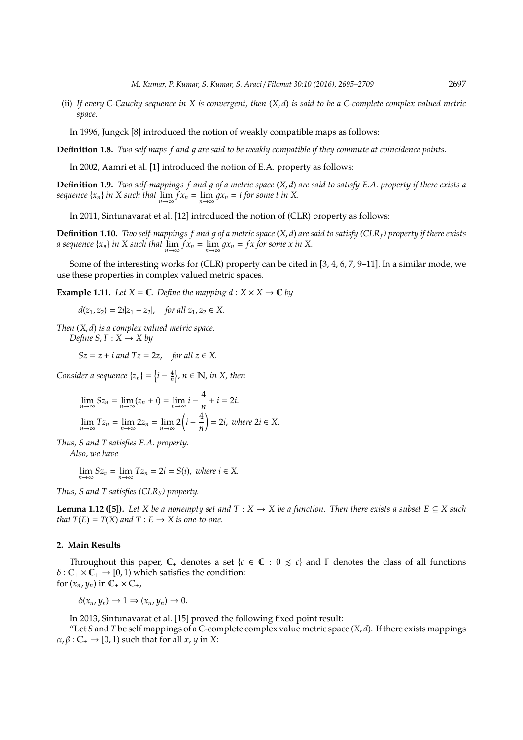(ii) *If every C-Cauchy sequence in X is convergent, then $(X, d)$ is said to be a C-complete complex valued metric space.*

In 1996, Jungck [8] introduced the notion of weakly compatible maps as follows:

**Definition 1.8.** *Two self maps $f$ and $g$ are said to be weakly compatible if they commute at coincidence points.*

In 2002, Aamri et al. [1] introduced the notion of E.A. property as follows:

**Definition 1.9.** *Two self-mappings $f$ and $g$ of a metric space $(X, d)$ are said to satisfy E.A. property if there exists a sequence $\{x_n\}$ in $X$ such that $\lim_{n\to\infty} fx_n = \lim_{n\to\infty} gx_n = t$ for some $t$ in $X$.*

In 2011, Sintunavarat et al. [12] introduced the notion of (CLR) property as follows:

**Definition 1.10.** *Two self-mappings $f$ and $g$ of a metric space $(X, d)$ are said to satisfy ($CLR_f$) property if there exists a sequence $\{x_n\}$ in $X$ such that $\lim_{n\to\infty} fx_n = \lim_{n\to\infty} gx_n = fx$ for some $x$ in $X$.*

Some of the interesting works for (CLR) property can be cited in [3, 4, 6, 7, 9–11]. In a similar mode, we use these properties in complex valued metric spaces.

**Example 1.11.** *Let $X = \mathbb{C}$. Define the mapping $d : X \times X \to \mathbb{C}$ by*

$$d(z_1, z_2) = 2i|z_1 - z_2|, \quad \text{for all } z_1, z_2 \in X.$$

*Then $(X, d)$ is a complex valued metric space.*

*Define $S, T : X \to X$ by*

$$Sz = z + i \text{ and } Tz = 2z, \quad \text{for all } z \in X.$$

*Consider a sequence $\{z_n\} = \left\{i - \frac{4}{n}\right\}$, $n \in \mathbb{N}$, in $X$, then*

$$\lim_{n\to\infty} Sz_n = \lim_{n\to\infty}(z_n + i) = \lim_{n\to\infty} i - \frac{4}{n} + i = 2i.$$

$$\lim_{n\to\infty} Tz_n = \lim_{n\to\infty} 2z_n = \lim_{n\to\infty} 2\left(i - \frac{4}{n}\right) = 2i, \text{ where } 2i \in X.$$

*Thus, $S$ and $T$ satisfies E.A. property.*

*Also, we have*

$$\lim_{n\to\infty} Sz_n = \lim_{n\to\infty} Tz_n = 2i = S(i), \text{ where } i \in X.$$

*Thus, $S$ and $T$ satisfies ($CLR_S$) property.*

**Lemma 1.12 ([5]).** *Let $X$ be a nonempty set and $T : X \to X$ be a function. Then there exists a subset $E \subseteq X$ such that $T(E) = T(X)$ and $T : E \to X$ is one-to-one.*

## 2. Main Results

Throughout this paper, $\mathbb{C}_+$ denotes a set $\{c \in \mathbb{C} : 0 \precsim c\}$ and $\Gamma$ denotes the class of all functions $\delta : \mathbb{C}_+ \times \mathbb{C}_+ \to [0, 1)$ which satisfies the condition:
for $(x_n, y_n)$ in $\mathbb{C}_+ \times \mathbb{C}_+$,

$$\delta(x_n, y_n) \to 1 \Rightarrow (x_n, y_n) \to 0.$$

In 2013, Sintunavarat et al. [15] proved the following fixed point result:

"Let $S$ and $T$ be self mappings of a C-complete complex value metric space $(X, d)$. If there exists mappings $\alpha, \beta : \mathbb{C}_+ \to [0, 1)$ such that for all $x$, $y$ in $X$: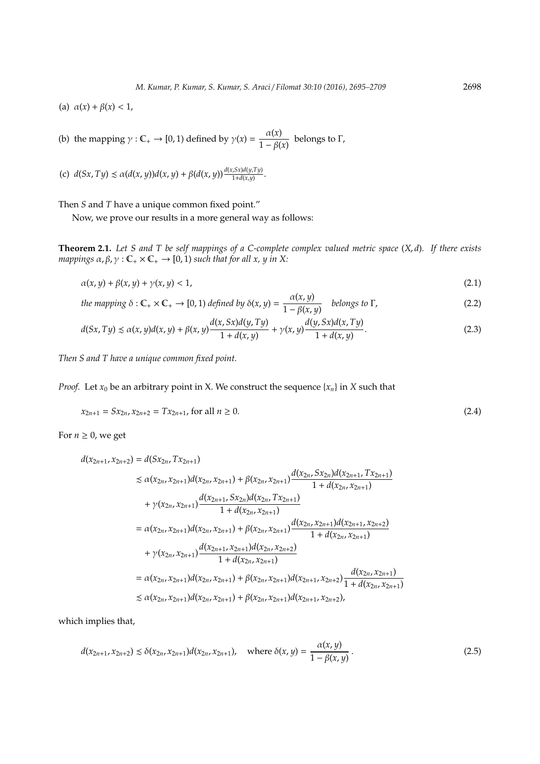(a) $\alpha(x) + \beta(x) < 1$,

(b) the mapping $\gamma : \mathbb{C}_+ \to [0, 1)$ defined by $\gamma(x) = \dfrac{\alpha(x)}{1 - \beta(x)}$ belongs to $\Gamma$,

(c) $d(Sx, Ty) \precsim \alpha(d(x, y))d(x, y) + \beta(d(x, y))\frac{d(x,Sx)d(y,Ty)}{1+d(x,y)}$.

Then $S$ and $T$ have a unique common fixed point."

Now, we prove our results in a more general way as follows:

**Theorem 2.1.** *Let $S$ and $T$ be self mappings of a C-complete complex valued metric space $(X, d)$. If there exists mappings $\alpha, \beta, \gamma : \mathbb{C}_+ \times \mathbb{C}_+ \to [0, 1)$ such that for all $x$, $y$ in $X$:*

$$\alpha(x, y) + \beta(x, y) + \gamma(x, y) < 1, \tag{2.1}$$

$$\textit{the mapping } \delta : \mathbb{C}_+ \times \mathbb{C}_+ \to [0, 1) \textit{ defined by } \delta(x, y) = \frac{\alpha(x, y)}{1 - \beta(x, y)} \quad \textit{belongs to } \Gamma, \tag{2.2}$$

$$d(Sx, Ty) \precsim \alpha(x, y)d(x, y) + \beta(x, y)\frac{d(x, Sx)d(y, Ty)}{1 + d(x, y)} + \gamma(x, y)\frac{d(y, Sx)d(x, Ty)}{1 + d(x, y)}. \tag{2.3}$$

*Then $S$ and $T$ have a unique common fixed point.*

*Proof.* Let $x_0$ be an arbitrary point in X. We construct the sequence $\{x_n\}$ in $X$ such that

$$x_{2n+1} = Sx_{2n}, x_{2n+2} = Tx_{2n+1}, \text{ for all } n \geq 0. \tag{2.4}$$

For $n \geq 0$, we get

$$\begin{aligned}
d(x_{2n+1}, x_{2n+2}) &= d(Sx_{2n}, Tx_{2n+1}) \\
&\precsim \alpha(x_{2n}, x_{2n+1})d(x_{2n}, x_{2n+1}) + \beta(x_{2n}, x_{2n+1})\frac{d(x_{2n}, Sx_{2n})d(x_{2n+1}, Tx_{2n+1})}{1 + d(x_{2n}, x_{2n+1})} \\
&\quad + \gamma(x_{2n}, x_{2n+1})\frac{d(x_{2n+1}, Sx_{2n})d(x_{2n}, Tx_{2n+1})}{1 + d(x_{2n}, x_{2n+1})} \\
&= \alpha(x_{2n}, x_{2n+1})d(x_{2n}, x_{2n+1}) + \beta(x_{2n}, x_{2n+1})\frac{d(x_{2n}, x_{2n+1})d(x_{2n+1}, x_{2n+2})}{1 + d(x_{2n}, x_{2n+1})} \\
&\quad + \gamma(x_{2n}, x_{2n+1})\frac{d(x_{2n+1}, x_{2n+1})d(x_{2n}, x_{2n+2})}{1 + d(x_{2n}, x_{2n+1})} \\
&= \alpha(x_{2n}, x_{2n+1})d(x_{2n}, x_{2n+1}) + \beta(x_{2n}, x_{2n+1})d(x_{2n+1}, x_{2n+2})\frac{d(x_{2n}, x_{2n+1})}{1 + d(x_{2n}, x_{2n+1})} \\
&\precsim \alpha(x_{2n}, x_{2n+1})d(x_{2n}, x_{2n+1}) + \beta(x_{2n}, x_{2n+1})d(x_{2n+1}, x_{2n+2}),
\end{aligned}$$

which implies that,

$$d(x_{2n+1}, x_{2n+2}) \precsim \delta(x_{2n}, x_{2n+1})d(x_{2n}, x_{2n+1}), \quad \text{where } \delta(x, y) = \frac{\alpha(x, y)}{1 - \beta(x, y)}. \tag{2.5}$$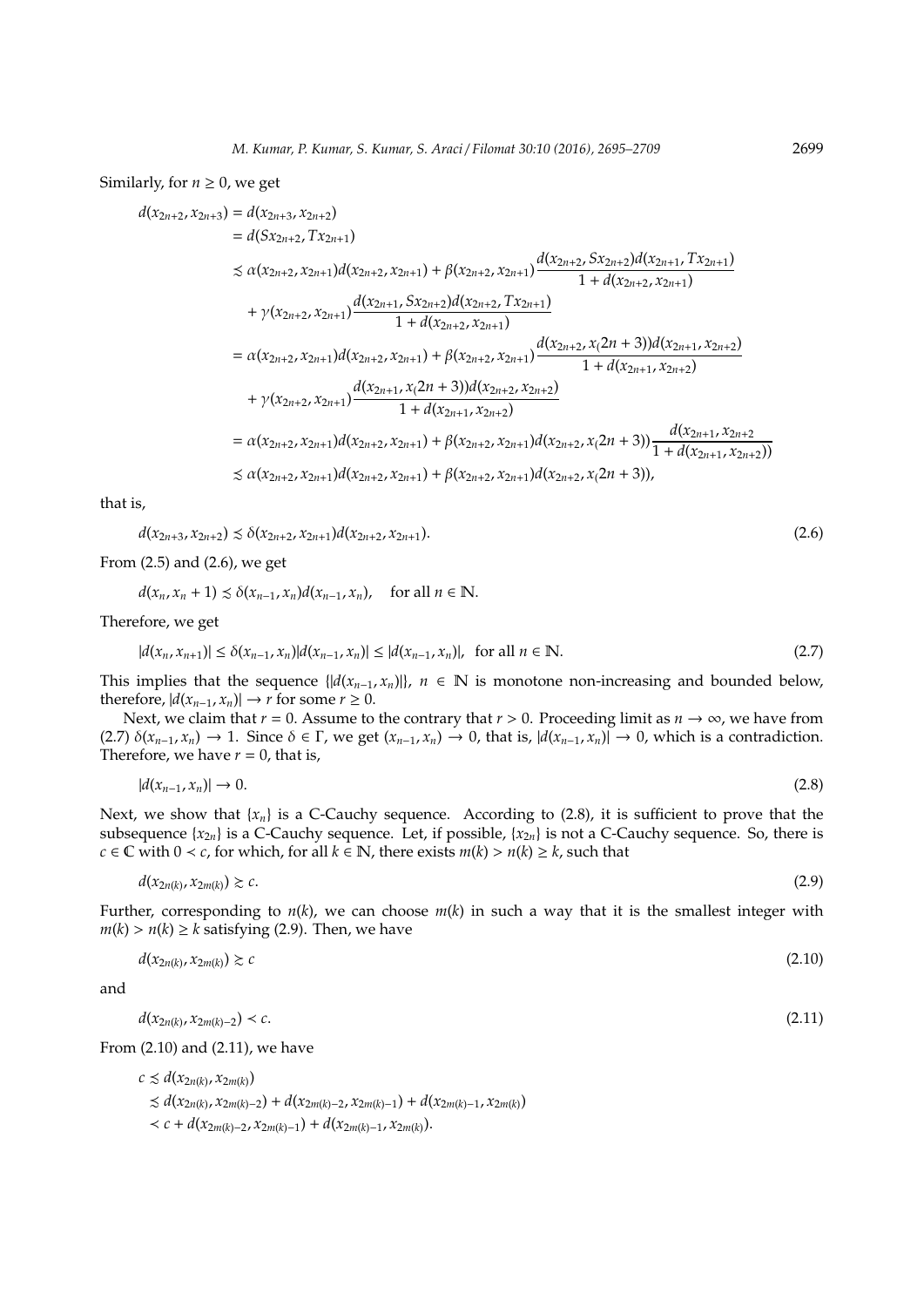Similarly, for $n \geq 0$, we get

$$
\begin{aligned}
d(x_{2n+2}, x_{2n+3}) &= d(x_{2n+3}, x_{2n+2}) \\
&= d(Sx_{2n+2}, Tx_{2n+1}) \\
&\precsim \alpha(x_{2n+2}, x_{2n+1}) d(x_{2n+2}, x_{2n+1}) + \beta(x_{2n+2}, x_{2n+1}) \frac{d(x_{2n+2}, Sx_{2n+2}) d(x_{2n+1}, Tx_{2n+1})}{1 + d(x_{2n+2}, x_{2n+1})} \\
&\quad + \gamma(x_{2n+2}, x_{2n+1}) \frac{d(x_{2n+1}, Sx_{2n+2}) d(x_{2n+2}, Tx_{2n+1})}{1 + d(x_{2n+2}, x_{2n+1})} \\
&= \alpha(x_{2n+2}, x_{2n+1}) d(x_{2n+2}, x_{2n+1}) + \beta(x_{2n+2}, x_{2n+1}) \frac{d(x_{2n+2}, x_(2n+3)) d(x_{2n+1}, x_{2n+2})}{1 + d(x_{2n+1}, x_{2n+2})} \\
&\quad + \gamma(x_{2n+2}, x_{2n+1}) \frac{d(x_{2n+1}, x_(2n+3)) d(x_{2n+2}, x_{2n+2})}{1 + d(x_{2n+1}, x_{2n+2})} \\
&= \alpha(x_{2n+2}, x_{2n+1}) d(x_{2n+2}, x_{2n+1}) + \beta(x_{2n+2}, x_{2n+1}) d(x_{2n+2}, x_(2n+3)) \frac{d(x_{2n+1}, x_{2n+2}}{1 + d(x_{2n+1}, x_{2n+2}))} \\
&\precsim \alpha(x_{2n+2}, x_{2n+1}) d(x_{2n+2}, x_{2n+1}) + \beta(x_{2n+2}, x_{2n+1}) d(x_{2n+2}, x_(2n+3)),
\end{aligned}
$$

that is,

$$d(x_{2n+3}, x_{2n+2}) \precsim \delta(x_{2n+2}, x_{2n+1}) d(x_{2n+2}, x_{2n+1}). \tag{2.6}$$

From (2.5) and (2.6), we get

$$d(x_n, x_n + 1) \precsim \delta(x_{n-1}, x_n) d(x_{n-1}, x_n), \quad \text{for all } n \in \mathbb{N}.$$

Therefore, we get

$$|d(x_n, x_{n+1})| \leq \delta(x_{n-1}, x_n) |d(x_{n-1}, x_n)| \leq |d(x_{n-1}, x_n)|, \text{ for all } n \in \mathbb{N}. \tag{2.7}$$

This implies that the sequence $\{|d(x_{n-1}, x_n)|\}$, $n \in \mathbb{N}$ is monotone non-increasing and bounded below, therefore, $|d(x_{n-1}, x_n)| \to r$ for some $r \geq 0$.

Next, we claim that $r = 0$. Assume to the contrary that $r > 0$. Proceeding limit as $n \to \infty$, we have from (2.7) $\delta(x_{n-1}, x_n) \to 1$. Since $\delta \in \Gamma$, we get $(x_{n-1}, x_n) \to 0$, that is, $|d(x_{n-1}, x_n)| \to 0$, which is a contradiction. Therefore, we have $r = 0$, that is,

$$|d(x_{n-1}, x_n)| \to 0. \tag{2.8}$$

Next, we show that $\{x_n\}$ is a C-Cauchy sequence. According to (2.8), it is sufficient to prove that the subsequence $\{x_{2n}\}$ is a C-Cauchy sequence. Let, if possible, $\{x_{2n}\}$ is not a C-Cauchy sequence. So, there is $c \in \mathbb{C}$ with $0 \prec c$, for which, for all $k \in \mathbb{N}$, there exists $m(k) > n(k) \geq k$, such that

$$d(x_{2n(k)}, x_{2m(k)}) \succsim c. \tag{2.9}$$

Further, corresponding to $n(k)$, we can choose $m(k)$ in such a way that it is the smallest integer with $m(k) > n(k) \geq k$ satisfying (2.9). Then, we have

$$d(x_{2n(k)}, x_{2m(k)}) \succsim c \tag{2.10}$$

and

$$d(x_{2n(k)}, x_{2m(k)-2}) \prec c. \tag{2.11}$$

From (2.10) and (2.11), we have

$$
\begin{aligned}
c &\precsim d(x_{2n(k)}, x_{2m(k)}) \\
&\precsim d(x_{2n(k)}, x_{2m(k)-2}) + d(x_{2m(k)-2}, x_{2m(k)-1}) + d(x_{2m(k)-1}, x_{2m(k)}) \\
&\prec c + d(x_{2m(k)-2}, x_{2m(k)-1}) + d(x_{2m(k)-1}, x_{2m(k)}).
\end{aligned}
$$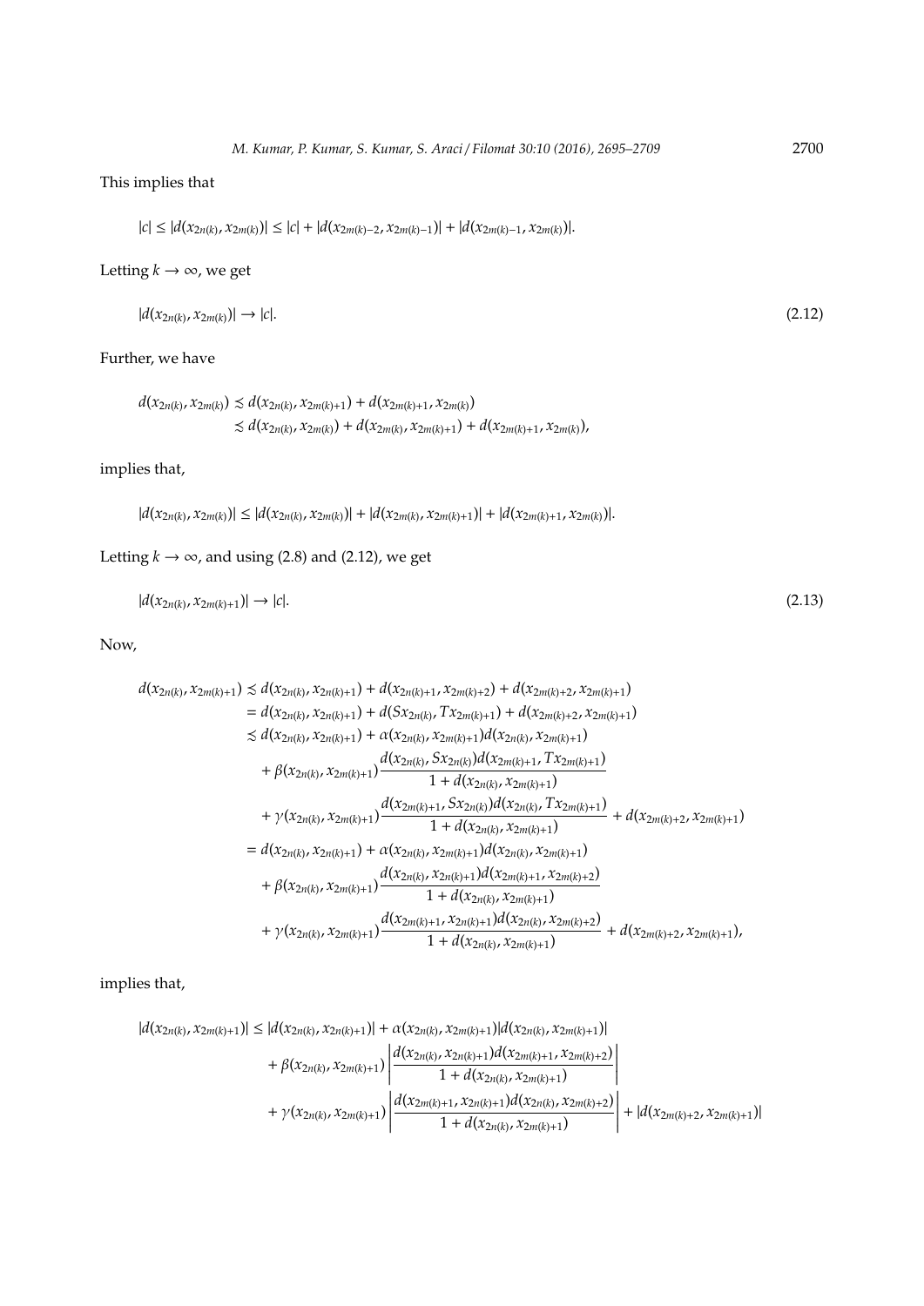This implies that

$$|c| \leq |d(x_{2n(k)}, x_{2m(k)})| \leq |c| + |d(x_{2m(k)-2}, x_{2m(k)-1})| + |d(x_{2m(k)-1}, x_{2m(k)})|.$$

Letting $k \to \infty$, we get

$$|d(x_{2n(k)}, x_{2m(k)})| \to |c|. \tag{2.12}$$

Further, we have

$$\begin{aligned}
d(x_{2n(k)}, x_{2m(k)}) &\precsim d(x_{2n(k)}, x_{2m(k)+1}) + d(x_{2m(k)+1}, x_{2m(k)}) \\
&\precsim d(x_{2n(k)}, x_{2m(k)}) + d(x_{2m(k)}, x_{2m(k)+1}) + d(x_{2m(k)+1}, x_{2m(k)}),
\end{aligned}$$

implies that,

$$|d(x_{2n(k)}, x_{2m(k)})| \leq |d(x_{2n(k)}, x_{2m(k)})| + |d(x_{2m(k)}, x_{2m(k)+1})| + |d(x_{2m(k)+1}, x_{2m(k)})|.$$

Letting $k \to \infty$, and using (2.8) and (2.12), we get

$$|d(x_{2n(k)}, x_{2m(k)+1})| \to |c|. \tag{2.13}$$

Now,

$$\begin{aligned}
d(x_{2n(k)}, x_{2m(k)+1}) &\precsim d(x_{2n(k)}, x_{2n(k)+1}) + d(x_{2n(k)+1}, x_{2m(k)+2}) + d(x_{2m(k)+2}, x_{2m(k)+1}) \\
&= d(x_{2n(k)}, x_{2n(k)+1}) + d(Sx_{2n(k)}, Tx_{2m(k)+1}) + d(x_{2m(k)+2}, x_{2m(k)+1}) \\
&\precsim d(x_{2n(k)}, x_{2n(k)+1}) + \alpha(x_{2n(k)}, x_{2m(k)+1})d(x_{2n(k)}, x_{2m(k)+1}) \\
&\quad + \beta(x_{2n(k)}, x_{2m(k)+1})\frac{d(x_{2n(k)}, Sx_{2n(k)})d(x_{2m(k)+1}, Tx_{2m(k)+1})}{1 + d(x_{2n(k)}, x_{2m(k)+1})} \\
&\quad + \gamma(x_{2n(k)}, x_{2m(k)+1})\frac{d(x_{2m(k)+1}, Sx_{2n(k)})d(x_{2n(k)}, Tx_{2m(k)+1})}{1 + d(x_{2n(k)}, x_{2m(k)+1})} + d(x_{2m(k)+2}, x_{2m(k)+1}) \\
&= d(x_{2n(k)}, x_{2n(k)+1}) + \alpha(x_{2n(k)}, x_{2m(k)+1})d(x_{2n(k)}, x_{2m(k)+1}) \\
&\quad + \beta(x_{2n(k)}, x_{2m(k)+1})\frac{d(x_{2n(k)}, x_{2n(k)+1})d(x_{2m(k)+1}, x_{2m(k)+2})}{1 + d(x_{2n(k)}, x_{2m(k)+1})} \\
&\quad + \gamma(x_{2n(k)}, x_{2m(k)+1})\frac{d(x_{2m(k)+1}, x_{2n(k)+1})d(x_{2n(k)}, x_{2m(k)+2})}{1 + d(x_{2n(k)}, x_{2m(k)+1})} + d(x_{2m(k)+2}, x_{2m(k)+1}),
\end{aligned}$$

implies that,

$$\begin{aligned}
|d(x_{2n(k)}, x_{2m(k)+1})| &\leq |d(x_{2n(k)}, x_{2n(k)+1})| + \alpha(x_{2n(k)}, x_{2m(k)+1})|d(x_{2n(k)}, x_{2m(k)+1})| \\
&\quad + \beta(x_{2n(k)}, x_{2m(k)+1})\left|\frac{d(x_{2n(k)}, x_{2n(k)+1})d(x_{2m(k)+1}, x_{2m(k)+2})}{1 + d(x_{2n(k)}, x_{2m(k)+1})}\right| \\
&\quad + \gamma(x_{2n(k)}, x_{2m(k)+1})\left|\frac{d(x_{2m(k)+1}, x_{2n(k)+1})d(x_{2n(k)}, x_{2m(k)+2})}{1 + d(x_{2n(k)}, x_{2m(k)+1})}\right| + |d(x_{2m(k)+2}, x_{2m(k)+1})|
\end{aligned}$$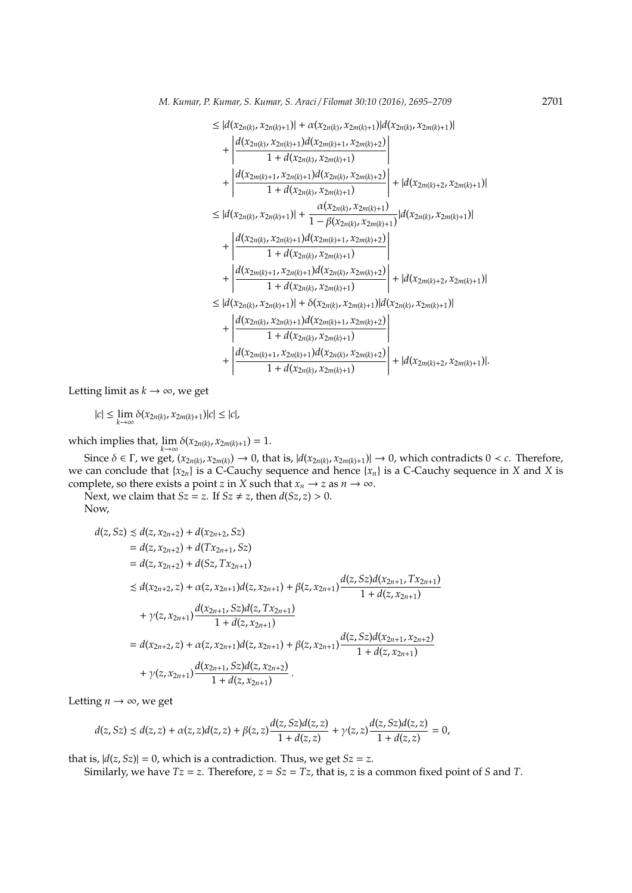$$
\begin{aligned}
&\leq |d(x_{2n(k)}, x_{2n(k)+1})| + \alpha(x_{2n(k)}, x_{2m(k)+1})|d(x_{2n(k)}, x_{2m(k)+1})| \\
&\quad + \left| \frac{d(x_{2n(k)}, x_{2n(k)+1})d(x_{2m(k)+1}, x_{2m(k)+2})}{1 + d(x_{2n(k)}, x_{2m(k)+1})} \right| \\
&\quad + \left| \frac{d(x_{2m(k)+1}, x_{2n(k)+1})d(x_{2n(k)}, x_{2m(k)+2})}{1 + d(x_{2n(k)}, x_{2m(k)+1})} \right| + |d(x_{2m(k)+2}, x_{2m(k)+1})| \\
&\leq |d(x_{2n(k)}, x_{2n(k)+1})| + \frac{\alpha(x_{2n(k)}, x_{2m(k)+1})}{1 - \beta(x_{2n(k)}, x_{2m(k)+1})}|d(x_{2n(k)}, x_{2m(k)+1})| \\
&\quad + \left| \frac{d(x_{2n(k)}, x_{2n(k)+1})d(x_{2m(k)+1}, x_{2m(k)+2})}{1 + d(x_{2n(k)}, x_{2m(k)+1})} \right| \\
&\quad + \left| \frac{d(x_{2m(k)+1}, x_{2n(k)+1})d(x_{2n(k)}, x_{2m(k)+2})}{1 + d(x_{2n(k)}, x_{2m(k)+1})} \right| + |d(x_{2m(k)+2}, x_{2m(k)+1})| \\
&\leq |d(x_{2n(k)}, x_{2n(k)+1})| + \delta(x_{2n(k)}, x_{2m(k)+1})|d(x_{2n(k)}, x_{2m(k)+1})| \\
&\quad + \left| \frac{d(x_{2n(k)}, x_{2n(k)+1})d(x_{2m(k)+1}, x_{2m(k)+2})}{1 + d(x_{2n(k)}, x_{2m(k)+1})} \right| \\
&\quad + \left| \frac{d(x_{2m(k)+1}, x_{2n(k)+1})d(x_{2n(k)}, x_{2m(k)+2})}{1 + d(x_{2n(k)}, x_{2m(k)+1})} \right| + |d(x_{2m(k)+2}, x_{2m(k)+1})|.
\end{aligned}
$$

Letting limit as $k \to \infty$, we get

$$|c| \leq \lim_{k\to\infty} \delta(x_{2n(k)}, x_{2m(k)+1})|c| \leq |c|,$$

which implies that, $\lim_{k\to\infty} \delta(x_{2n(k)}, x_{2m(k)+1}) = 1$.

Since $\delta \in \Gamma$, we get, $(x_{2n(k)}, x_{2m(k)}) \to 0$, that is, $|d(x_{2n(k)}, x_{2m(k)+1})| \to 0$, which contradicts $0 \prec c$. Therefore, we can conclude that $\{x_{2n}\}$ is a C-Cauchy sequence and hence $\{x_n\}$ is a C-Cauchy sequence in $X$ and $X$ is complete, so there exists a point $z$ in $X$ such that $x_n \to z$ as $n \to \infty$.

Next, we claim that $Sz = z$. If $Sz \neq z$, then $d(Sz, z) > 0$.

Now,

$$
\begin{aligned}
d(z, Sz) &\precsim d(z, x_{2n+2}) + d(x_{2n+2}, Sz) \\
&= d(z, x_{2n+2}) + d(Tx_{2n+1}, Sz) \\
&= d(z, x_{2n+2}) + d(Sz, Tx_{2n+1}) \\
&\precsim d(x_{2n+2}, z) + \alpha(z, x_{2n+1})d(z, x_{2n+1}) + \beta(z, x_{2n+1})\frac{d(z, Sz)d(x_{2n+1}, Tx_{2n+1})}{1 + d(z, x_{2n+1})} \\
&\quad + \gamma(z, x_{2n+1})\frac{d(x_{2n+1}, Sz)d(z, Tx_{2n+1})}{1 + d(z, x_{2n+1})} \\
&= d(x_{2n+2}, z) + \alpha(z, x_{2n+1})d(z, x_{2n+1}) + \beta(z, x_{2n+1})\frac{d(z, Sz)d(x_{2n+1}, x_{2n+2})}{1 + d(z, x_{2n+1})} \\
&\quad + \gamma(z, x_{2n+1})\frac{d(x_{2n+1}, Sz)d(z, x_{2n+2})}{1 + d(z, x_{2n+1})}.
\end{aligned}
$$

Letting $n \to \infty$, we get

$$d(z, Sz) \precsim d(z, z) + \alpha(z, z)d(z, z) + \beta(z, z)\frac{d(z, Sz)d(z, z)}{1 + d(z, z)} + \gamma(z, z)\frac{d(z, Sz)d(z, z)}{1 + d(z, z)} = 0,$$

that is, $|d(z, Sz)| = 0$, which is a contradiction. Thus, we get $Sz = z$.

Similarly, we have $Tz = z$. Therefore, $z = Sz = Tz$, that is, $z$ is a common fixed point of $S$ and $T$.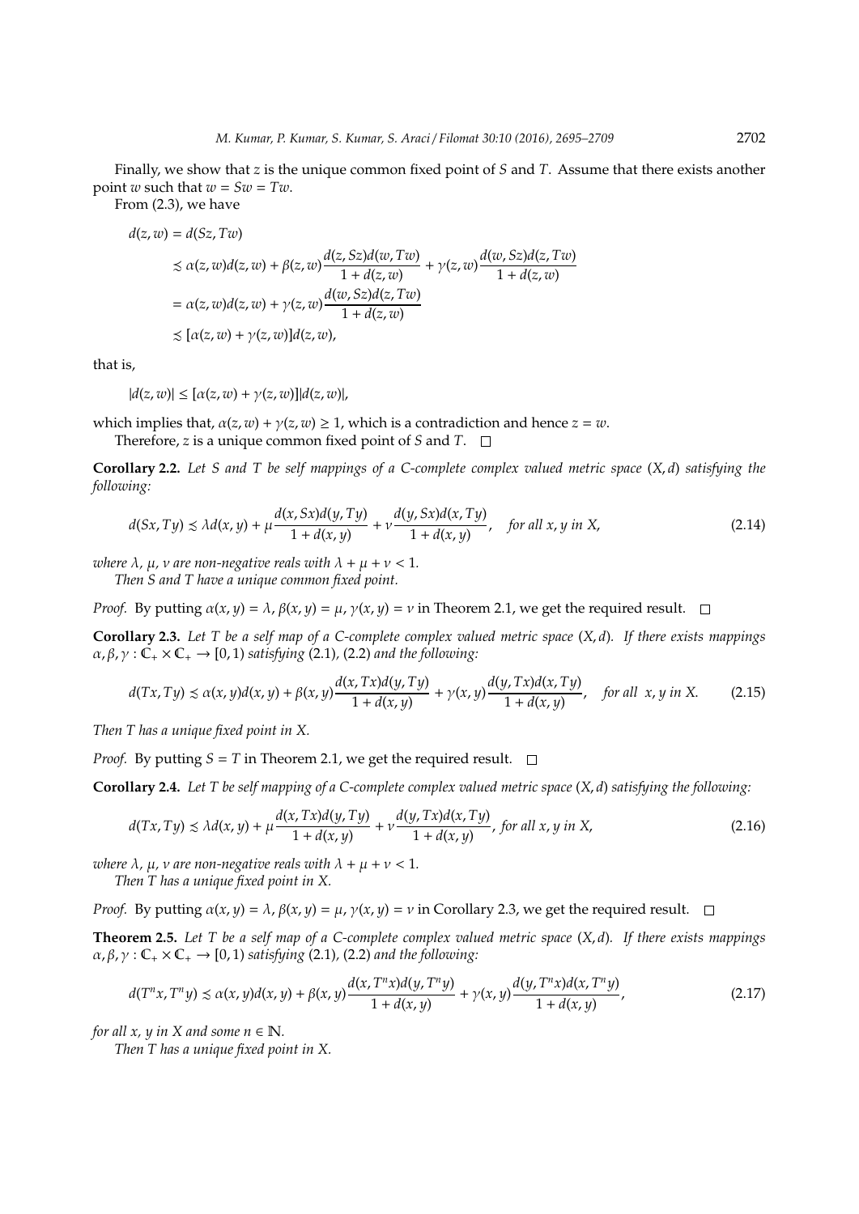Finally, we show that $z$ is the unique common fixed point of $S$ and $T$. Assume that there exists another point $w$ such that $w = Sw = Tw$.

From (2.3), we have

$$
\begin{aligned}
d(z, w) &= d(Sz, Tw) \\
&\precsim \alpha(z, w)d(z, w) + \beta(z, w)\frac{d(z, Sz)d(w, Tw)}{1 + d(z, w)} + \gamma(z, w)\frac{d(w, Sz)d(z, Tw)}{1 + d(z, w)} \\
&= \alpha(z, w)d(z, w) + \gamma(z, w)\frac{d(w, Sz)d(z, Tw)}{1 + d(z, w)} \\
&\precsim [\alpha(z, w) + \gamma(z, w)]d(z, w),
\end{aligned}
$$

that is,

$$|d(z, w)| \le [\alpha(z, w) + \gamma(z, w)]|d(z, w)|,$$

which implies that, $\alpha(z, w) + \gamma(z, w) \ge 1$, which is a contradiction and hence $z = w$.

Therefore, $z$ is a unique common fixed point of $S$ and $T$. $\square$

**Corollary 2.2.** *Let $S$ and $T$ be self mappings of a C-complete complex valued metric space $(X, d)$ satisfying the following:*

$$d(Sx, Ty) \precsim \lambda d(x, y) + \mu\frac{d(x, Sx)d(y, Ty)}{1 + d(x, y)} + \nu\frac{d(y, Sx)d(x, Ty)}{1 + d(x, y)}, \quad \textit{for all } x, y \textit{ in } X, \tag{2.14}$$

*where $\lambda$, $\mu$, $\nu$ are non-negative reals with $\lambda + \mu + \nu < 1$.*

*Then $S$ and $T$ have a unique common fixed point.*

*Proof.* By putting $\alpha(x, y) = \lambda$, $\beta(x, y) = \mu$, $\gamma(x, y) = \nu$ in Theorem 2.1, we get the required result. $\square$

**Corollary 2.3.** *Let $T$ be a self map of a C-complete complex valued metric space $(X, d)$. If there exists mappings $\alpha, \beta, \gamma : \mathbb{C}_+ \times \mathbb{C}_+ \to [0, 1)$ satisfying (2.1), (2.2) and the following:*

$$d(Tx, Ty) \precsim \alpha(x, y)d(x, y) + \beta(x, y)\frac{d(x, Tx)d(y, Ty)}{1 + d(x, y)} + \gamma(x, y)\frac{d(y, Tx)d(x, Ty)}{1 + d(x, y)}, \quad \textit{for all } x, y \textit{ in } X. \tag{2.15}$$

*Then $T$ has a unique fixed point in $X$.*

*Proof.* By putting $S = T$ in Theorem 2.1, we get the required result. $\square$

**Corollary 2.4.** *Let $T$ be self mapping of a C-complete complex valued metric space $(X, d)$ satisfying the following:*

$$d(Tx, Ty) \precsim \lambda d(x, y) + \mu\frac{d(x, Tx)d(y, Ty)}{1 + d(x, y)} + \nu\frac{d(y, Tx)d(x, Ty)}{1 + d(x, y)}, \textit{ for all } x, y \textit{ in } X, \tag{2.16}$$

*where $\lambda$, $\mu$, $\nu$ are non-negative reals with $\lambda + \mu + \nu < 1$.*

*Then $T$ has a unique fixed point in $X$.*

*Proof.* By putting $\alpha(x, y) = \lambda$, $\beta(x, y) = \mu$, $\gamma(x, y) = \nu$ in Corollary 2.3, we get the required result. $\square$

**Theorem 2.5.** *Let $T$ be a self map of a C-complete complex valued metric space $(X, d)$. If there exists mappings $\alpha, \beta, \gamma : \mathbb{C}_+ \times \mathbb{C}_+ \to [0, 1)$ satisfying (2.1), (2.2) and the following:*

$$d(T^n x, T^n y) \precsim \alpha(x, y)d(x, y) + \beta(x, y)\frac{d(x, T^n x)d(y, T^n y)}{1 + d(x, y)} + \gamma(x, y)\frac{d(y, T^n x)d(x, T^n y)}{1 + d(x, y)}, \tag{2.17}$$

*for all $x$, $y$ in $X$ and some $n \in \mathbb{N}$.*

*Then $T$ has a unique fixed point in $X$.*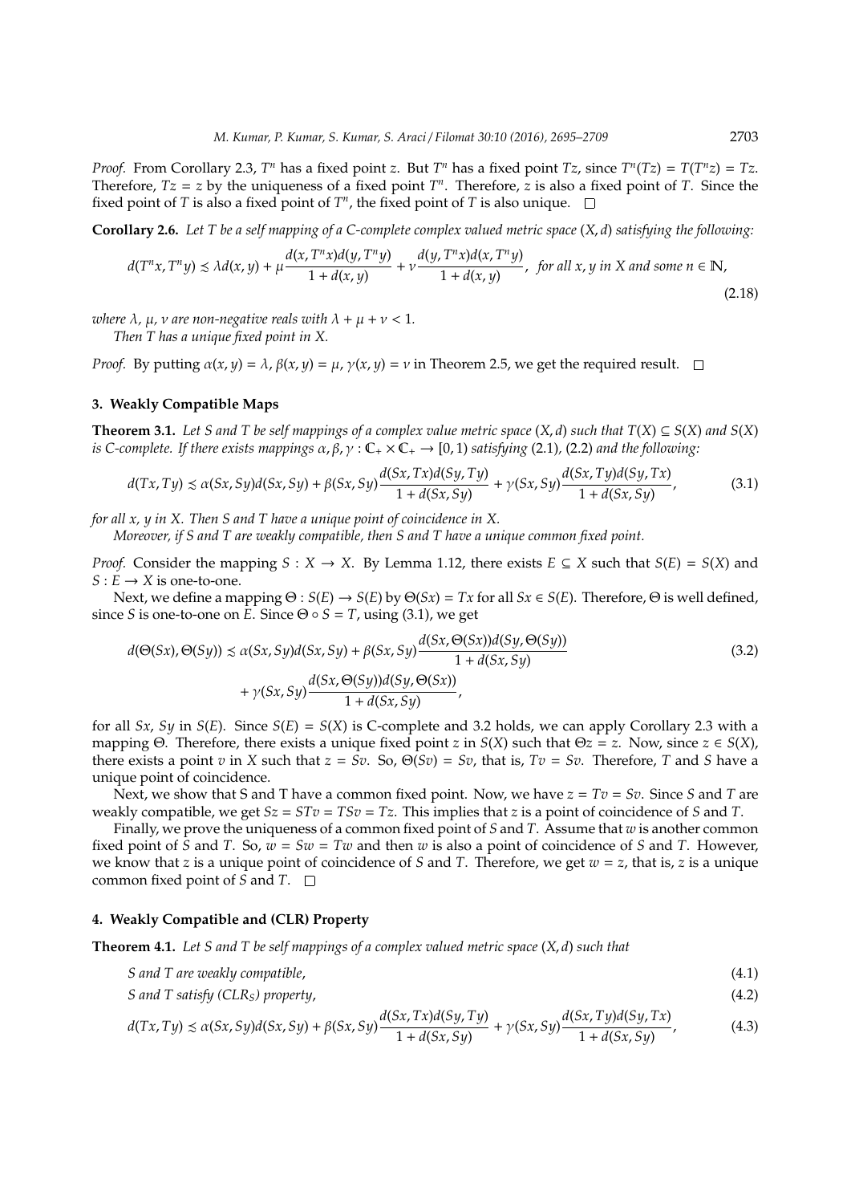*Proof.* From Corollary 2.3, $T^n$ has a fixed point $z$. But $T^n$ has a fixed point $Tz$, since $T^n(Tz) = T(T^n z) = Tz$. Therefore, $Tz = z$ by the uniqueness of a fixed point $T^n$. Therefore, $z$ is also a fixed point of $T$. Since the fixed point of $T$ is also a fixed point of $T^n$, the fixed point of $T$ is also unique. □

**Corollary 2.6.** *Let $T$ be a self mapping of a C-complete complex valued metric space $(X, d)$ satisfying the following:*

$$d(T^n x, T^n y) \precsim \lambda d(x, y) + \mu \frac{d(x, T^n x) d(y, T^n y)}{1 + d(x, y)} + \nu \frac{d(y, T^n x) d(x, T^n y)}{1 + d(x, y)}, \text{ for all } x, y \text{ in } X \text{ and some } n \in \mathbb{N}, \tag{2.18}$$

*where $\lambda$, $\mu$, $\nu$ are non-negative reals with $\lambda + \mu + \nu < 1$.*

*Then $T$ has a unique fixed point in $X$.*

*Proof.* By putting $\alpha(x, y) = \lambda$, $\beta(x, y) = \mu$, $\gamma(x, y) = \nu$ in Theorem 2.5, we get the required result. □

## 3. Weakly Compatible Maps

**Theorem 3.1.** *Let $S$ and $T$ be self mappings of a complex value metric space $(X, d)$ such that $T(X) \subseteq S(X)$ and $S(X)$ is C-complete. If there exists mappings $\alpha, \beta, \gamma : \mathbb{C}_+ \times \mathbb{C}_+ \to [0, 1)$ satisfying (2.1), (2.2) and the following:*

$$d(Tx, Ty) \precsim \alpha(Sx, Sy) d(Sx, Sy) + \beta(Sx, Sy) \frac{d(Sx, Tx) d(Sy, Ty)}{1 + d(Sx, Sy)} + \gamma(Sx, Sy) \frac{d(Sx, Ty) d(Sy, Tx)}{1 + d(Sx, Sy)}, \tag{3.1}$$

*for all $x$, $y$ in $X$. Then $S$ and $T$ have a unique point of coincidence in $X$.*

*Moreover, if $S$ and $T$ are weakly compatible, then $S$ and $T$ have a unique common fixed point.*

*Proof.* Consider the mapping $S : X \to X$. By Lemma 1.12, there exists $E \subseteq X$ such that $S(E) = S(X)$ and $S : E \to X$ is one-to-one.

Next, we define a mapping $\Theta : S(E) \to S(E)$ by $\Theta(Sx) = Tx$ for all $Sx \in S(E)$. Therefore, $\Theta$ is well defined, since $S$ is one-to-one on $E$. Since $\Theta \circ S = T$, using (3.1), we get

$$\begin{aligned} d(\Theta(Sx), \Theta(Sy)) \precsim\ & \alpha(Sx, Sy) d(Sx, Sy) + \beta(Sx, Sy) \frac{d(Sx, \Theta(Sx)) d(Sy, \Theta(Sy))}{1 + d(Sx, Sy)} \\ & + \gamma(Sx, Sy) \frac{d(Sx, \Theta(Sy)) d(Sy, \Theta(Sx))}{1 + d(Sx, Sy)}, \end{aligned} \tag{3.2}$$

for all $Sx$, $Sy$ in $S(E)$. Since $S(E) = S(X)$ is C-complete and 3.2 holds, we can apply Corollary 2.3 with a mapping $\Theta$. Therefore, there exists a unique fixed point $z$ in $S(X)$ such that $\Theta z = z$. Now, since $z \in S(X)$, there exists a point $v$ in $X$ such that $z = Sv$. So, $\Theta(Sv) = Sv$, that is, $Tv = Sv$. Therefore, $T$ and $S$ have a unique point of coincidence.

Next, we show that S and T have a common fixed point. Now, we have $z = Tv = Sv$. Since $S$ and $T$ are weakly compatible, we get $Sz = STv = TSv = Tz$. This implies that $z$ is a point of coincidence of $S$ and $T$.

Finally, we prove the uniqueness of a common fixed point of $S$ and $T$. Assume that $w$ is another common fixed point of $S$ and $T$. So, $w = Sw = Tw$ and then $w$ is also a point of coincidence of $S$ and $T$. However, we know that $z$ is a unique point of coincidence of $S$ and $T$. Therefore, we get $w = z$, that is, $z$ is a unique common fixed point of $S$ and $T$. □

## 4. Weakly Compatible and (CLR) Property

**Theorem 4.1.** *Let $S$ and $T$ be self mappings of a complex valued metric space $(X, d)$ such that*

$$S \text{ and } T \text{ are weakly compatible}, \tag{4.1}$$

$$S \text{ and } T \text{ satisfy } (CLR_S) \text{ property}, \tag{4.2}$$

$$d(Tx, Ty) \precsim \alpha(Sx, Sy) d(Sx, Sy) + \beta(Sx, Sy) \frac{d(Sx, Tx) d(Sy, Ty)}{1 + d(Sx, Sy)} + \gamma(Sx, Sy) \frac{d(Sx, Ty) d(Sy, Tx)}{1 + d(Sx, Sy)}, \tag{4.3}$$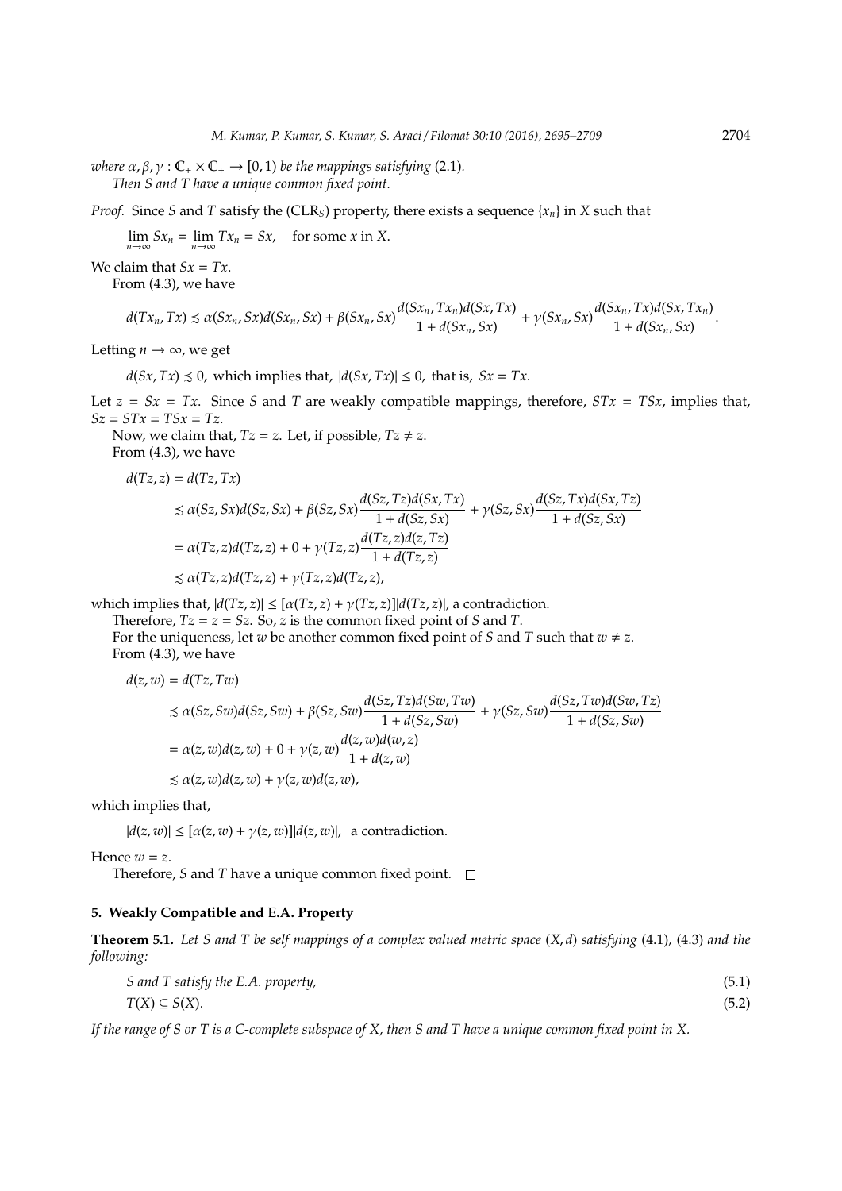*where $\alpha, \beta, \gamma : \mathbb{C}_+ \times \mathbb{C}_+ \to [0, 1)$ be the mappings satisfying* (2.1)*.*

*Then $S$ and $T$ have a unique common fixed point.*

*Proof.* Since $S$ and $T$ satisfy the (CLR$_S$) property, there exists a sequence $\{x_n\}$ in $X$ such that

$$\lim_{n\to\infty} Sx_n = \lim_{n\to\infty} Tx_n = Sx, \quad \text{for some } x \text{ in } X.$$

We claim that $Sx = Tx$.

From (4.3), we have

$$d(Tx_n, Tx) \precsim \alpha(Sx_n, Sx)d(Sx_n, Sx) + \beta(Sx_n, Sx)\frac{d(Sx_n, Tx_n)d(Sx, Tx)}{1 + d(Sx_n, Sx)} + \gamma(Sx_n, Sx)\frac{d(Sx_n, Tx)d(Sx, Tx_n)}{1 + d(Sx_n, Sx)}.$$

Letting $n \to \infty$, we get

$$d(Sx, Tx) \precsim 0, \text{ which implies that, } |d(Sx, Tx)| \leq 0, \text{ that is, } Sx = Tx.$$

Let $z = Sx = Tx$. Since $S$ and $T$ are weakly compatible mappings, therefore, $STx = TSx$, implies that, $Sz = STx = TSx = Tz$.

Now, we claim that, $Tz = z$. Let, if possible, $Tz \neq z$.

From (4.3), we have

$$\begin{aligned}
d(Tz, z) &= d(Tz, Tx) \\
&\precsim \alpha(Sz, Sx)d(Sz, Sx) + \beta(Sz, Sx)\frac{d(Sz, Tz)d(Sx, Tx)}{1 + d(Sz, Sx)} + \gamma(Sz, Sx)\frac{d(Sz, Tx)d(Sx, Tz)}{1 + d(Sz, Sx)} \\
&= \alpha(Tz, z)d(Tz, z) + 0 + \gamma(Tz, z)\frac{d(Tz, z)d(z, Tz)}{1 + d(Tz, z)} \\
&\precsim \alpha(Tz, z)d(Tz, z) + \gamma(Tz, z)d(Tz, z),
\end{aligned}$$

which implies that, $|d(Tz, z)| \leq [\alpha(Tz, z) + \gamma(Tz, z)]|d(Tz, z)|$, a contradiction.

Therefore, $Tz = z = Sz$. So, $z$ is the common fixed point of $S$ and $T$.

For the uniqueness, let $w$ be another common fixed point of $S$ and $T$ such that $w \neq z$.

From (4.3), we have

$$\begin{aligned}
d(z, w) &= d(Tz, Tw) \\
&\precsim \alpha(Sz, Sw)d(Sz, Sw) + \beta(Sz, Sw)\frac{d(Sz, Tz)d(Sw, Tw)}{1 + d(Sz, Sw)} + \gamma(Sz, Sw)\frac{d(Sz, Tw)d(Sw, Tz)}{1 + d(Sz, Sw)} \\
&= \alpha(z, w)d(z, w) + 0 + \gamma(z, w)\frac{d(z, w)d(w, z)}{1 + d(z, w)} \\
&\precsim \alpha(z, w)d(z, w) + \gamma(z, w)d(z, w),
\end{aligned}$$

which implies that,

$$|d(z, w)| \leq [\alpha(z, w) + \gamma(z, w)]|d(z, w)|, \text{ a contradiction.}$$

Hence $w = z$.

Therefore, $S$ and $T$ have a unique common fixed point. □

## 5. Weakly Compatible and E.A. Property

**Theorem 5.1.** *Let $S$ and $T$ be self mappings of a complex valued metric space $(X, d)$ satisfying* (4.1)*,* (4.3) *and the following:*

$$S \text{ and } T \text{ satisfy the E.A. property,} \tag{5.1}$$

$$T(X) \subseteq S(X). \tag{5.2}$$

*If the range of $S$ or $T$ is a C-complete subspace of $X$, then $S$ and $T$ have a unique common fixed point in $X$.*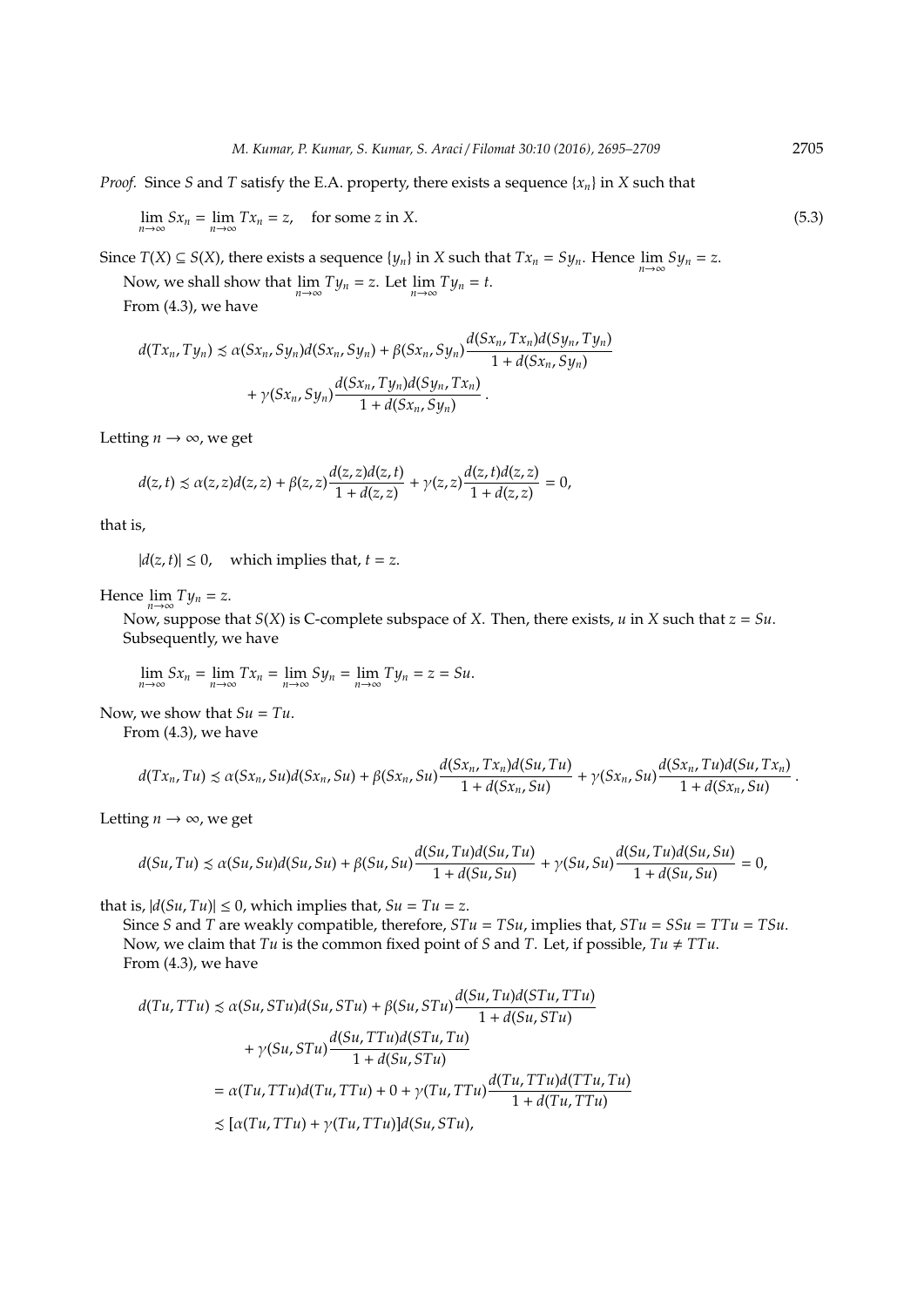*Proof.* Since $S$ and $T$ satisfy the E.A. property, there exists a sequence $\{x_n\}$ in $X$ such that

$$\lim_{n\to\infty} Sx_n = \lim_{n\to\infty} Tx_n = z, \quad \text{for some } z \text{ in } X. \tag{5.3}$$

Since $T(X) \subseteq S(X)$, there exists a sequence $\{y_n\}$ in $X$ such that $Tx_n = Sy_n$. Hence $\lim_{n\to\infty} Sy_n = z$.

Now, we shall show that $\lim_{n\to\infty} Ty_n = z$. Let $\lim_{n\to\infty} Ty_n = t$.

From (4.3), we have

$$\begin{aligned}
d(Tx_n, Ty_n) \precsim\ & \alpha(Sx_n, Sy_n)d(Sx_n, Sy_n) + \beta(Sx_n, Sy_n)\frac{d(Sx_n, Tx_n)d(Sy_n, Ty_n)}{1 + d(Sx_n, Sy_n)} \\
& + \gamma(Sx_n, Sy_n)\frac{d(Sx_n, Ty_n)d(Sy_n, Tx_n)}{1 + d(Sx_n, Sy_n)}.
\end{aligned}$$

Letting $n \to \infty$, we get

$$d(z, t) \precsim \alpha(z, z)d(z, z) + \beta(z, z)\frac{d(z, z)d(z, t)}{1 + d(z, z)} + \gamma(z, z)\frac{d(z, t)d(z, z)}{1 + d(z, z)} = 0,$$

that is,

$$|d(z, t)| \leq 0, \quad \text{which implies that, } t = z.$$

Hence $\lim_{n\to\infty} Ty_n = z$.

Now, suppose that $S(X)$ is C-complete subspace of $X$. Then, there exists, $u$ in $X$ such that $z = Su$.
Subsequently, we have

$$\lim_{n\to\infty} Sx_n = \lim_{n\to\infty} Tx_n = \lim_{n\to\infty} Sy_n = \lim_{n\to\infty} Ty_n = z = Su.$$

Now, we show that $Su = Tu$.

From (4.3), we have

$$d(Tx_n, Tu) \precsim \alpha(Sx_n, Su)d(Sx_n, Su) + \beta(Sx_n, Su)\frac{d(Sx_n, Tx_n)d(Su, Tu)}{1 + d(Sx_n, Su)} + \gamma(Sx_n, Su)\frac{d(Sx_n, Tu)d(Su, Tx_n)}{1 + d(Sx_n, Su)}.$$

Letting $n \to \infty$, we get

$$d(Su, Tu) \precsim \alpha(Su, Su)d(Su, Su) + \beta(Su, Su)\frac{d(Su, Tu)d(Su, Tu)}{1 + d(Su, Su)} + \gamma(Su, Su)\frac{d(Su, Tu)d(Su, Su)}{1 + d(Su, Su)} = 0,$$

that is, $|d(Su, Tu)| \leq 0$, which implies that, $Su = Tu = z$.

Since $S$ and $T$ are weakly compatible, therefore, $STu = TSu$, implies that, $STu = SSu = TTu = TSu$.

Now, we claim that $Tu$ is the common fixed point of $S$ and $T$. Let, if possible, $Tu \neq TTu$.

From (4.3), we have

$$\begin{aligned}
d(Tu, TTu) &\precsim \alpha(Su, STu)d(Su, STu) + \beta(Su, STu)\frac{d(Su, Tu)d(STu, TTu)}{1 + d(Su, STu)} \\
&\quad + \gamma(Su, STu)\frac{d(Su, TTu)d(STu, Tu)}{1 + d(Su, STu)} \\
&= \alpha(Tu, TTu)d(Tu, TTu) + 0 + \gamma(Tu, TTu)\frac{d(Tu, TTu)d(TTu, Tu)}{1 + d(Tu, TTu)} \\
&\precsim [\alpha(Tu, TTu) + \gamma(Tu, TTu)]d(Su, STu),
\end{aligned}$$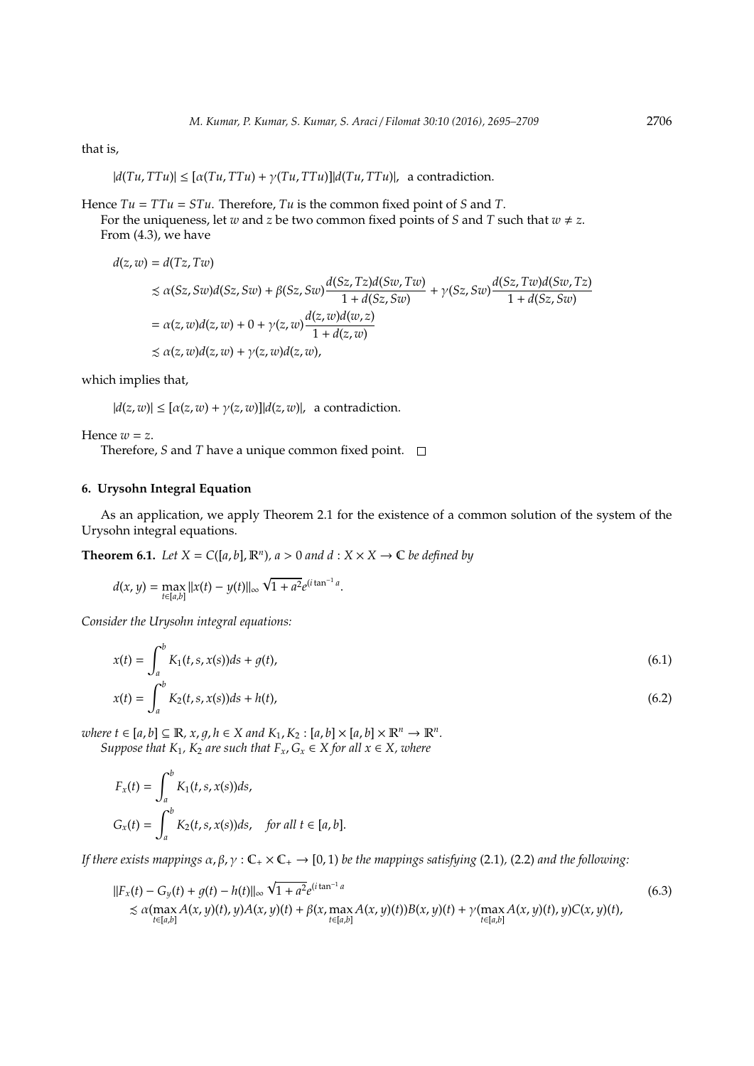that is,

$$|d(Tu, TTu)| \leq [\alpha(Tu, TTu) + \gamma(Tu, TTu)]|d(Tu, TTu)|, \text{ a contradiction.}$$

Hence $Tu = TTu = STu$. Therefore, $Tu$ is the common fixed point of $S$ and $T$.

For the uniqueness, let $w$ and $z$ be two common fixed points of $S$ and $T$ such that $w \neq z$.

From (4.3), we have

$$\begin{aligned}
d(z, w) &= d(Tz, Tw) \\
&\precsim \alpha(Sz, Sw)d(Sz, Sw) + \beta(Sz, Sw)\frac{d(Sz, Tz)d(Sw, Tw)}{1 + d(Sz, Sw)} + \gamma(Sz, Sw)\frac{d(Sz, Tw)d(Sw, Tz)}{1 + d(Sz, Sw)} \\
&= \alpha(z, w)d(z, w) + 0 + \gamma(z, w)\frac{d(z, w)d(w, z)}{1 + d(z, w)} \\
&\precsim \alpha(z, w)d(z, w) + \gamma(z, w)d(z, w),
\end{aligned}$$

which implies that,

$$|d(z, w)| \leq [\alpha(z, w) + \gamma(z, w)]|d(z, w)|, \text{ a contradiction.}$$

Hence $w = z$.

Therefore, $S$ and $T$ have a unique common fixed point. $\square$

## 6. Urysohn Integral Equation

As an application, we apply Theorem 2.1 for the existence of a common solution of the system of the Urysohn integral equations.

**Theorem 6.1.** *Let $X = C([a, b], \mathbb{R}^n)$, $a > 0$ and $d : X \times X \to \mathbb{C}$ be defined by*

$$d(x, y) = \max_{t \in [a,b]} \|x(t) - y(t)\|_\infty \sqrt{1 + a^2} e^{(i \tan^{-1} a)}.$$

*Consider the Urysohn integral equations:*

$$x(t) = \int_a^b K_1(t, s, x(s))ds + g(t), \tag{6.1}$$

$$x(t) = \int_a^b K_2(t, s, x(s))ds + h(t), \tag{6.2}$$

*where $t \in [a, b] \subseteq \mathbb{R}$, $x, g, h \in X$ and $K_1, K_2 : [a, b] \times [a, b] \times \mathbb{R}^n \to \mathbb{R}^n$.*

*Suppose that $K_1$, $K_2$ are such that $F_x, G_x \in X$ for all $x \in X$, where*

$$F_x(t) = \int_a^b K_1(t, s, x(s))ds,$$

$$G_x(t) = \int_a^b K_2(t, s, x(s))ds, \quad \text{for all } t \in [a, b].$$

*If there exists mappings $\alpha, \beta, \gamma : \mathbb{C}_+ \times \mathbb{C}_+ \to [0, 1)$ be the mappings satisfying (2.1), (2.2) and the following:*

$$\begin{aligned}
&\|F_x(t) - G_y(t) + g(t) - h(t)\|_\infty \sqrt{1 + a^2} e^{(i \tan^{-1} a)} \\
&\precsim \alpha(\max_{t \in [a,b]} A(x, y)(t), y)A(x, y)(t) + \beta(x, \max_{t \in [a,b]} A(x, y)(t))B(x, y)(t) + \gamma(\max_{t \in [a,b]} A(x, y)(t), y)C(x, y)(t),
\end{aligned} \tag{6.3}$$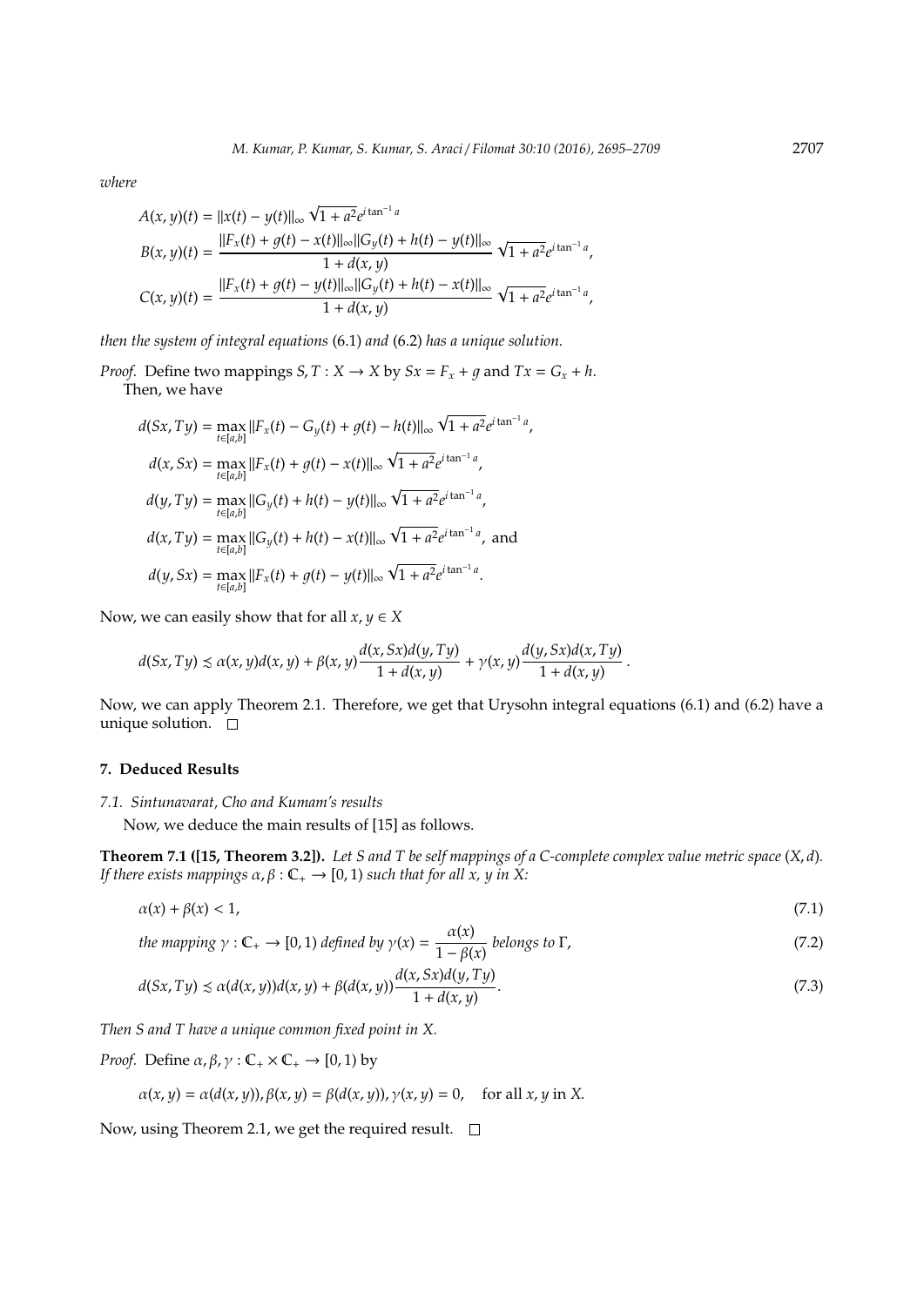*where*

$$A(x,y)(t) = \|x(t) - y(t)\|_\infty \sqrt{1+a^2}e^{i\tan^{-1}a}$$

$$B(x,y)(t) = \frac{\|F_x(t) + g(t) - x(t)\|_\infty \|G_y(t) + h(t) - y(t)\|_\infty}{1 + d(x,y)} \sqrt{1+a^2}e^{i\tan^{-1}a},$$

$$C(x,y)(t) = \frac{\|F_x(t) + g(t) - y(t)\|_\infty \|G_y(t) + h(t) - x(t)\|_\infty}{1 + d(x,y)} \sqrt{1+a^2}e^{i\tan^{-1}a},$$

*then the system of integral equations* (6.1) *and* (6.2) *has a unique solution.*

*Proof.* Define two mappings $S, T : X \to X$ by $Sx = F_x + g$ and $Tx = G_x + h$.
Then, we have

$$d(Sx, Ty) = \max_{t\in[a,b]} \|F_x(t) - G_y(t) + g(t) - h(t)\|_\infty \sqrt{1+a^2}e^{i\tan^{-1}a},$$

$$d(x, Sx) = \max_{t\in[a,b]} \|F_x(t) + g(t) - x(t)\|_\infty \sqrt{1+a^2}e^{i\tan^{-1}a},$$

$$d(y, Ty) = \max_{t\in[a,b]} \|G_y(t) + h(t) - y(t)\|_\infty \sqrt{1+a^2}e^{i\tan^{-1}a},$$

$$d(x, Ty) = \max_{t\in[a,b]} \|G_y(t) + h(t) - x(t)\|_\infty \sqrt{1+a^2}e^{i\tan^{-1}a}, \text{ and}$$

$$d(y, Sx) = \max_{t\in[a,b]} \|F_x(t) + g(t) - y(t)\|_\infty \sqrt{1+a^2}e^{i\tan^{-1}a}.$$

Now, we can easily show that for all $x, y \in X$

$$d(Sx, Ty) \precsim \alpha(x,y)d(x,y) + \beta(x,y)\frac{d(x,Sx)d(y,Ty)}{1+d(x,y)} + \gamma(x,y)\frac{d(y,Sx)d(x,Ty)}{1+d(x,y)}.$$

Now, we can apply Theorem 2.1. Therefore, we get that Urysohn integral equations (6.1) and (6.2) have a unique solution. □

## 7. Deduced Results

### 7.1. Sintunavarat, Cho and Kumam's results

Now, we deduce the main results of [15] as follows.

**Theorem 7.1 ([15, Theorem 3.2]).** *Let $S$ and $T$ be self mappings of a C-complete complex value metric space $(X, d)$. If there exists mappings $\alpha, \beta : \mathbb{C}_+ \to [0, 1)$ such that for all $x$, $y$ in $X$:*

$$\alpha(x) + \beta(x) < 1, \tag{7.1}$$

$$\text{the mapping } \gamma : \mathbb{C}_+ \to [0,1) \text{ defined by } \gamma(x) = \frac{\alpha(x)}{1-\beta(x)} \text{ belongs to } \Gamma, \tag{7.2}$$

$$d(Sx, Ty) \precsim \alpha(d(x,y))d(x,y) + \beta(d(x,y))\frac{d(x,Sx)d(y,Ty)}{1+d(x,y)}. \tag{7.3}$$

*Then $S$ and $T$ have a unique common fixed point in $X$.*

*Proof.* Define $\alpha, \beta, \gamma : \mathbb{C}_+ \times \mathbb{C}_+ \to [0, 1)$ by

$$\alpha(x,y) = \alpha(d(x,y)), \beta(x,y) = \beta(d(x,y)), \gamma(x,y) = 0, \quad \text{for all } x, y \text{ in } X.$$

Now, using Theorem 2.1, we get the required result. □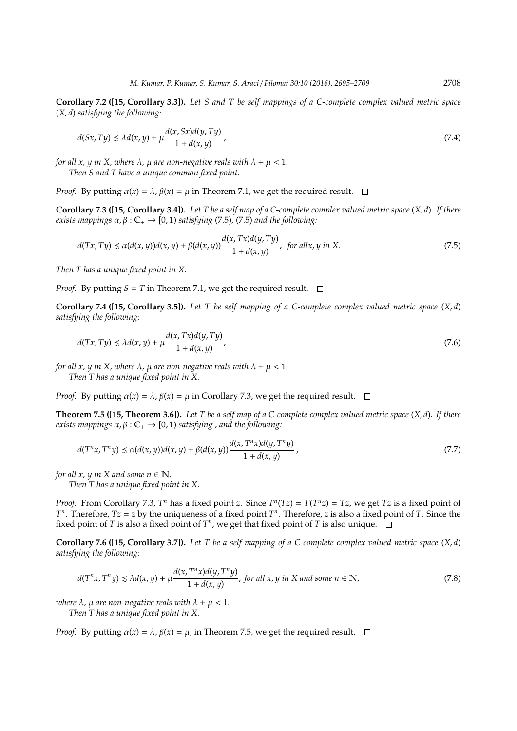**Corollary 7.2 ([15, Corollary 3.3]).** *Let $S$ and $T$ be self mappings of a C-complete complex valued metric space $(X, d)$ satisfying the following:*

$$d(Sx, Ty) \precsim \lambda d(x, y) + \mu \frac{d(x, Sx)d(y, Ty)}{1 + d(x, y)}, \tag{7.4}$$

*for all $x$, $y$ in $X$, where $\lambda$, $\mu$ are non-negative reals with $\lambda + \mu < 1$.*

*Then $S$ and $T$ have a unique common fixed point.*

*Proof.* By putting $\alpha(x) = \lambda$, $\beta(x) = \mu$ in Theorem 7.1, we get the required result. □

**Corollary 7.3 ([15, Corollary 3.4]).** *Let $T$ be a self map of a C-complete complex valued metric space $(X, d)$. If there exists mappings $\alpha, \beta : \mathbb{C}_+ \to [0, 1)$ satisfying (7.5), (7.5) and the following:*

$$d(Tx, Ty) \precsim \alpha(d(x, y))d(x, y) + \beta(d(x, y))\frac{d(x, Tx)d(y, Ty)}{1 + d(x, y)}, \text{ for all} x, y \text{ in } X. \tag{7.5}$$

*Then $T$ has a unique fixed point in $X$.*

*Proof.* By putting $S = T$ in Theorem 7.1, we get the required result. □

**Corollary 7.4 ([15, Corollary 3.5]).** *Let $T$ be self mapping of a C-complete complex valued metric space $(X, d)$ satisfying the following:*

$$d(Tx, Ty) \precsim \lambda d(x, y) + \mu \frac{d(x, Tx)d(y, Ty)}{1 + d(x, y)}, \tag{7.6}$$

*for all $x$, $y$ in $X$, where $\lambda$, $\mu$ are non-negative reals with $\lambda + \mu < 1$.*

*Then $T$ has a unique fixed point in $X$.*

*Proof.* By putting $\alpha(x) = \lambda$, $\beta(x) = \mu$ in Corollary 7.3, we get the required result. □

**Theorem 7.5 ([15, Theorem 3.6]).** *Let $T$ be a self map of a C-complete complex valued metric space $(X, d)$. If there exists mappings $\alpha, \beta : \mathbb{C}_+ \to [0, 1)$ satisfying , and the following:*

$$d(T^n x, T^n y) \precsim \alpha(d(x, y))d(x, y) + \beta(d(x, y))\frac{d(x, T^n x)d(y, T^n y)}{1 + d(x, y)}, \tag{7.7}$$

*for all $x$, $y$ in $X$ and some $n \in \mathbb{N}$.*

*Then $T$ has a unique fixed point in $X$.*

*Proof.* From Corollary 7.3, $T^n$ has a fixed point $z$. Since $T^n(Tz) = T(T^n z) = Tz$, we get $Tz$ is a fixed point of $T^n$. Therefore, $Tz = z$ by the uniqueness of a fixed point $T^n$. Therefore, $z$ is also a fixed point of $T$. Since the fixed point of $T$ is also a fixed point of $T^n$, we get that fixed point of $T$ is also unique. □

**Corollary 7.6 ([15, Corollary 3.7]).** *Let $T$ be a self mapping of a C-complete complex valued metric space $(X, d)$ satisfying the following:*

$$d(T^n x, T^n y) \precsim \lambda d(x, y) + \mu \frac{d(x, T^n x)d(y, T^n y)}{1 + d(x, y)}, \text{ for all } x, y \text{ in } X \text{ and some } n \in \mathbb{N}, \tag{7.8}$$

*where $\lambda$, $\mu$ are non-negative reals with $\lambda + \mu < 1$.*

*Then $T$ has a unique fixed point in $X$.*

*Proof.* By putting $\alpha(x) = \lambda$, $\beta(x) = \mu$, in Theorem 7.5, we get the required result. □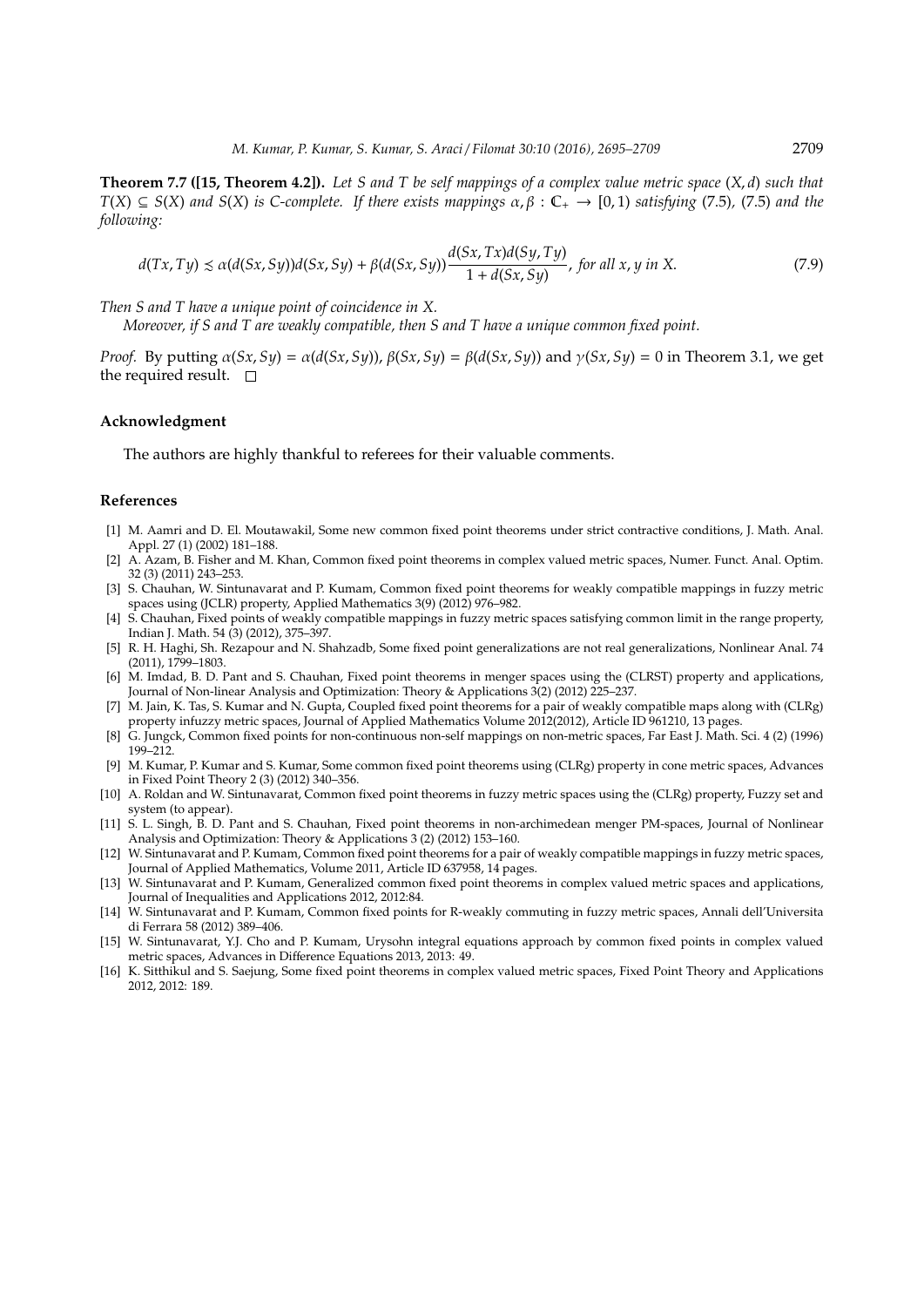**Theorem 7.7 ([15, Theorem 4.2]).** *Let $S$ and $T$ be self mappings of a complex value metric space $(X, d)$ such that $T(X) \subseteq S(X)$ and $S(X)$ is C-complete. If there exists mappings $\alpha, \beta : \mathbb{C}_+ \to [0, 1)$ satisfying (7.5), (7.5) and the following:*

$$d(Tx, Ty) \precsim \alpha(d(Sx, Sy))d(Sx, Sy) + \beta(d(Sx, Sy))\frac{d(Sx, Tx)d(Sy, Ty)}{1 + d(Sx, Sy)}, \text{ for all } x, y \text{ in } X. \tag{7.9}$$

*Then $S$ and $T$ have a unique point of coincidence in $X$.*

*Moreover, if $S$ and $T$ are weakly compatible, then $S$ and $T$ have a unique common fixed point.*

*Proof.* By putting $\alpha(Sx, Sy) = \alpha(d(Sx, Sy))$, $\beta(Sx, Sy) = \beta(d(Sx, Sy))$ and $\gamma(Sx, Sy) = 0$ in Theorem 3.1, we get the required result. □

### Acknowledgment

The authors are highly thankful to referees for their valuable comments.

### References

[1] M. Aamri and D. El. Moutawakil, Some new common fixed point theorems under strict contractive conditions, J. Math. Anal. Appl. 27 (1) (2002) 181–188.

[2] A. Azam, B. Fisher and M. Khan, Common fixed point theorems in complex valued metric spaces, Numer. Funct. Anal. Optim. 32 (3) (2011) 243–253.

[3] S. Chauhan, W. Sintunavarat and P. Kumam, Common fixed point theorems for weakly compatible mappings in fuzzy metric spaces using (JCLR) property, Applied Mathematics 3(9) (2012) 976–982.

[4] S. Chauhan, Fixed points of weakly compatible mappings in fuzzy metric spaces satisfying common limit in the range property, Indian J. Math. 54 (3) (2012), 375–397.

[5] R. H. Haghi, Sh. Rezapour and N. Shahzadb, Some fixed point generalizations are not real generalizations, Nonlinear Anal. 74 (2011), 1799–1803.

[6] M. Imdad, B. D. Pant and S. Chauhan, Fixed point theorems in menger spaces using the (CLRST) property and applications, Journal of Non-linear Analysis and Optimization: Theory & Applications 3(2) (2012) 225–237.

[7] M. Jain, K. Tas, S. Kumar and N. Gupta, Coupled fixed point theorems for a pair of weakly compatible maps along with (CLRg) property infuzzy metric spaces, Journal of Applied Mathematics Volume 2012(2012), Article ID 961210, 13 pages.

[8] G. Jungck, Common fixed points for non-continuous non-self mappings on non-metric spaces, Far East J. Math. Sci. 4 (2) (1996) 199–212.

[9] M. Kumar, P. Kumar and S. Kumar, Some common fixed point theorems using (CLRg) property in cone metric spaces, Advances in Fixed Point Theory 2 (3) (2012) 340–356.

[10] A. Roldan and W. Sintunavarat, Common fixed point theorems in fuzzy metric spaces using the (CLRg) property, Fuzzy set and system (to appear).

[11] S. L. Singh, B. D. Pant and S. Chauhan, Fixed point theorems in non-archimedean menger PM-spaces, Journal of Nonlinear Analysis and Optimization: Theory & Applications 3 (2) (2012) 153–160.

[12] W. Sintunavarat and P. Kumam, Common fixed point theorems for a pair of weakly compatible mappings in fuzzy metric spaces, Journal of Applied Mathematics, Volume 2011, Article ID 637958, 14 pages.

[13] W. Sintunavarat and P. Kumam, Generalized common fixed point theorems in complex valued metric spaces and applications, Journal of Inequalities and Applications 2012, 2012:84.

[14] W. Sintunavarat and P. Kumam, Common fixed points for R-weakly commuting in fuzzy metric spaces, Annali dell'Universita di Ferrara 58 (2012) 389–406.

[15] W. Sintunavarat, Y.J. Cho and P. Kumam, Urysohn integral equations approach by common fixed points in complex valued metric spaces, Advances in Difference Equations 2013, 2013: 49.

[16] K. Sitthikul and S. Saejung, Some fixed point theorems in complex valued metric spaces, Fixed Point Theory and Applications 2012, 2012: 189.